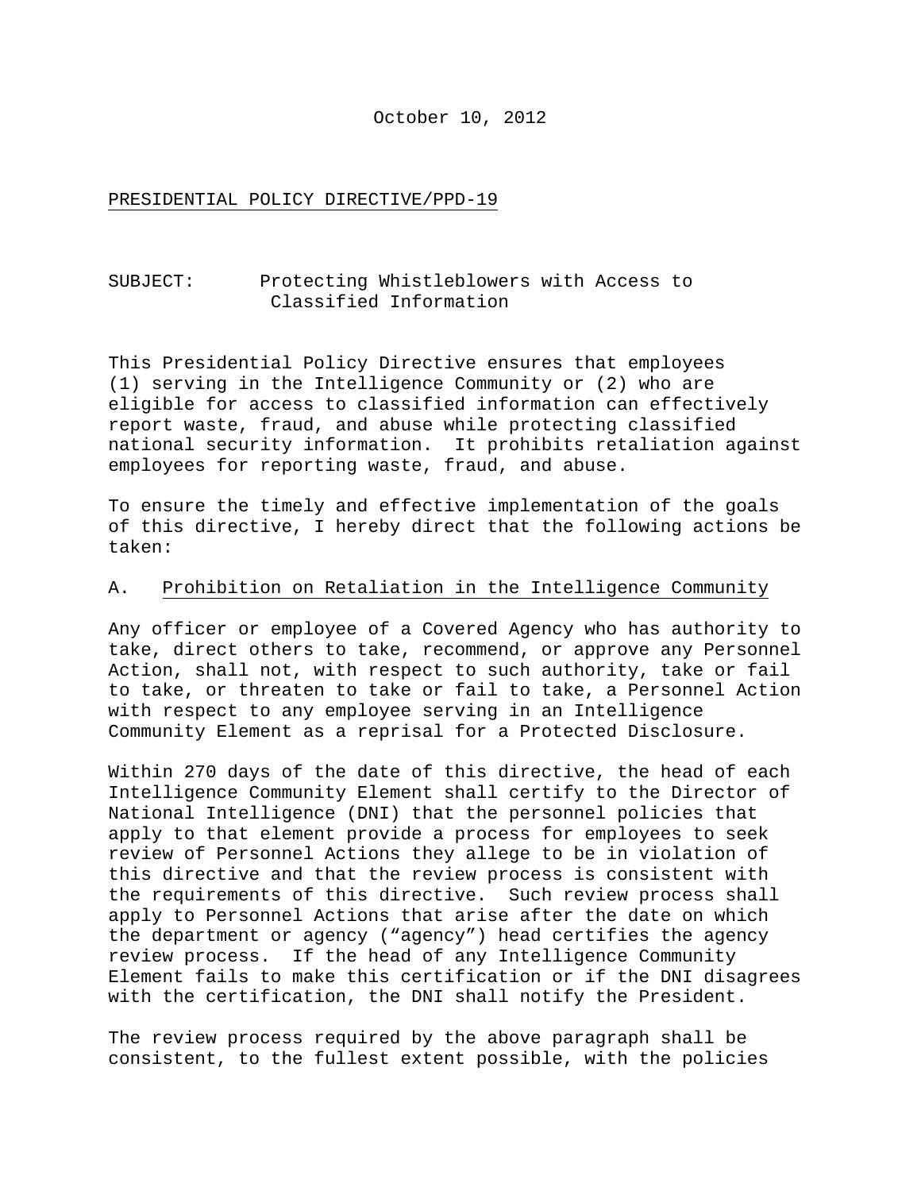October 10, 2012

PRESIDENTIAL POLICY DIRECTIVE/PPD-19

SUBJECT: Protecting Whistleblowers with Access to Classified Information

This Presidential Policy Directive ensures that employees (1) serving in the Intelligence Community or (2) who are eligible for access to classified information can effectively report waste, fraud, and abuse while protecting classified national security information. It prohibits retaliation against employees for reporting waste, fraud, and abuse.

To ensure the timely and effective implementation of the goals of this directive, I hereby direct that the following actions be taken:

## A. Prohibition on Retaliation in the Intelligence Community

Any officer or employee of a Covered Agency who has authority to take, direct others to take, recommend, or approve any Personnel Action, shall not, with respect to such authority, take or fail to take, or threaten to take or fail to take, a Personnel Action with respect to any employee serving in an Intelligence Community Element as a reprisal for a Protected Disclosure.

Within 270 days of the date of this directive, the head of each Intelligence Community Element shall certify to the Director of National Intelligence (DNI) that the personnel policies that apply to that element provide a process for employees to seek review of Personnel Actions they allege to be in violation of this directive and that the review process is consistent with the requirements of this directive. Such review process shall apply to Personnel Actions that arise after the date on which the department or agency ("agency") head certifies the agency review process. If the head of any Intelligence Community Element fails to make this certification or if the DNI disagrees with the certification, the DNI shall notify the President.

The review process required by the above paragraph shall be consistent, to the fullest extent possible, with the policies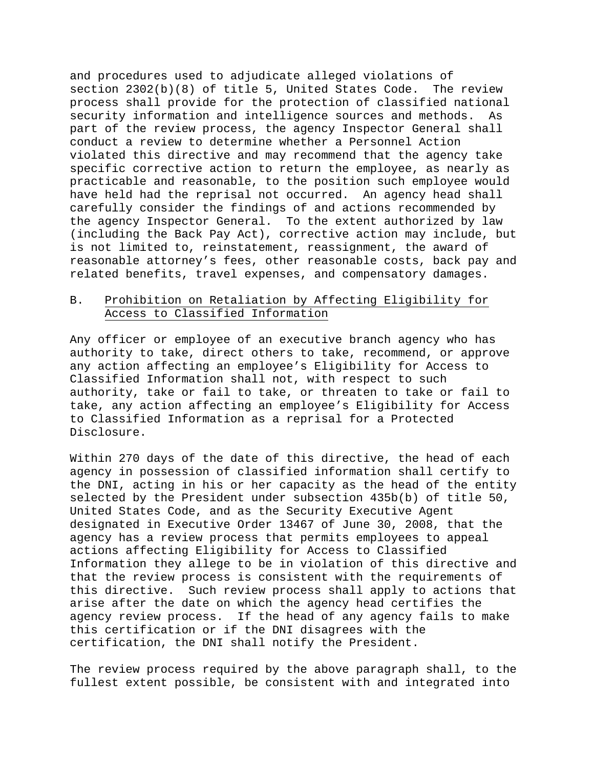and procedures used to adjudicate alleged violations of section 2302(b)(8) of title 5, United States Code. The review process shall provide for the protection of classified national security information and intelligence sources and methods. As part of the review process, the agency Inspector General shall conduct a review to determine whether a Personnel Action violated this directive and may recommend that the agency take specific corrective action to return the employee, as nearly as practicable and reasonable, to the position such employee would have held had the reprisal not occurred. An agency head shall carefully consider the findings of and actions recommended by the agency Inspector General. To the extent authorized by law (including the Back Pay Act), corrective action may include, but is not limited to, reinstatement, reassignment, the award of reasonable attorney's fees, other reasonable costs, back pay and related benefits, travel expenses, and compensatory damages.

B. Prohibition on Retaliation by Affecting Eligibility for Access to Classified Information

Any officer or employee of an executive branch agency who has authority to take, direct others to take, recommend, or approve any action affecting an employee's Eligibility for Access to Classified Information shall not, with respect to such authority, take or fail to take, or threaten to take or fail to take, any action affecting an employee's Eligibility for Access to Classified Information as a reprisal for a Protected Disclosure.

Within 270 days of the date of this directive, the head of each agency in possession of classified information shall certify to the DNI, acting in his or her capacity as the head of the entity selected by the President under subsection 435b(b) of title 50, United States Code, and as the Security Executive Agent designated in Executive Order 13467 of June 30, 2008, that the agency has a review process that permits employees to appeal actions affecting Eligibility for Access to Classified Information they allege to be in violation of this directive and that the review process is consistent with the requirements of this directive. Such review process shall apply to actions that arise after the date on which the agency head certifies the agency review process. If the head of any agency fails to make this certification or if the DNI disagrees with the certification, the DNI shall notify the President.

The review process required by the above paragraph shall, to the fullest extent possible, be consistent with and integrated into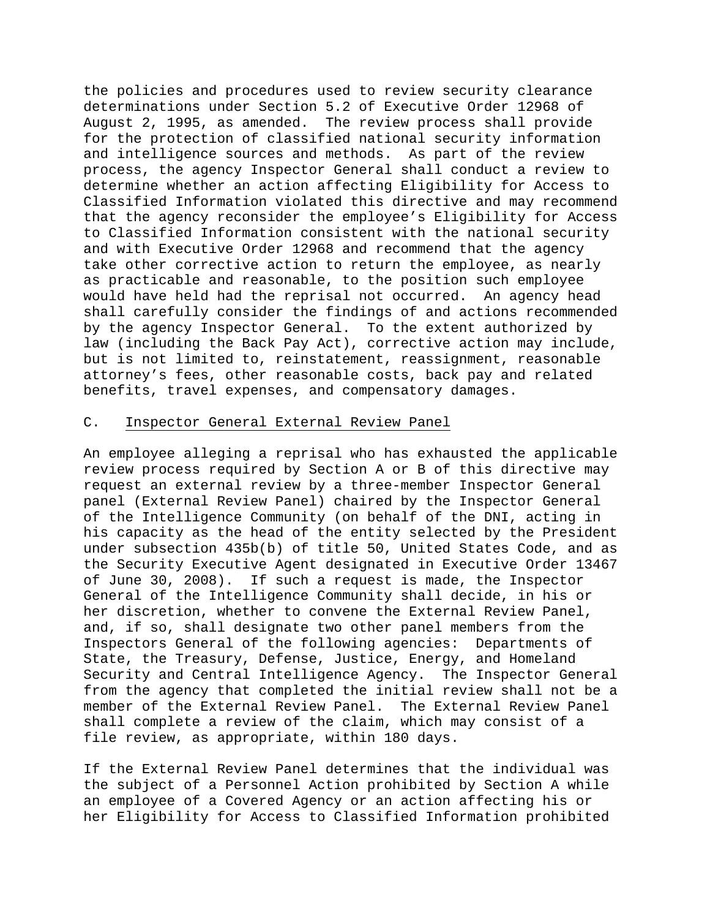the policies and procedures used to review security clearance determinations under Section 5.2 of Executive Order 12968 of August 2, 1995, as amended. The review process shall provide for the protection of classified national security information and intelligence sources and methods. As part of the review process, the agency Inspector General shall conduct a review to determine whether an action affecting Eligibility for Access to Classified Information violated this directive and may recommend that the agency reconsider the employee's Eligibility for Access to Classified Information consistent with the national security and with Executive Order 12968 and recommend that the agency take other corrective action to return the employee, as nearly as practicable and reasonable, to the position such employee would have held had the reprisal not occurred. An agency head shall carefully consider the findings of and actions recommended by the agency Inspector General. To the extent authorized by law (including the Back Pay Act), corrective action may include, but is not limited to, reinstatement, reassignment, reasonable attorney's fees, other reasonable costs, back pay and related benefits, travel expenses, and compensatory damages.

## C. Inspector General External Review Panel

An employee alleging a reprisal who has exhausted the applicable review process required by Section A or B of this directive may request an external review by a three-member Inspector General panel (External Review Panel) chaired by the Inspector General of the Intelligence Community (on behalf of the DNI, acting in his capacity as the head of the entity selected by the President under subsection 435b(b) of title 50, United States Code, and as the Security Executive Agent designated in Executive Order 13467 of June 30, 2008). If such a request is made, the Inspector General of the Intelligence Community shall decide, in his or her discretion, whether to convene the External Review Panel, and, if so, shall designate two other panel members from the Inspectors General of the following agencies: Departments of State, the Treasury, Defense, Justice, Energy, and Homeland Security and Central Intelligence Agency. The Inspector General from the agency that completed the initial review shall not be a member of the External Review Panel. The External Review Panel shall complete a review of the claim, which may consist of a file review, as appropriate, within 180 days.

If the External Review Panel determines that the individual was the subject of a Personnel Action prohibited by Section A while an employee of a Covered Agency or an action affecting his or her Eligibility for Access to Classified Information prohibited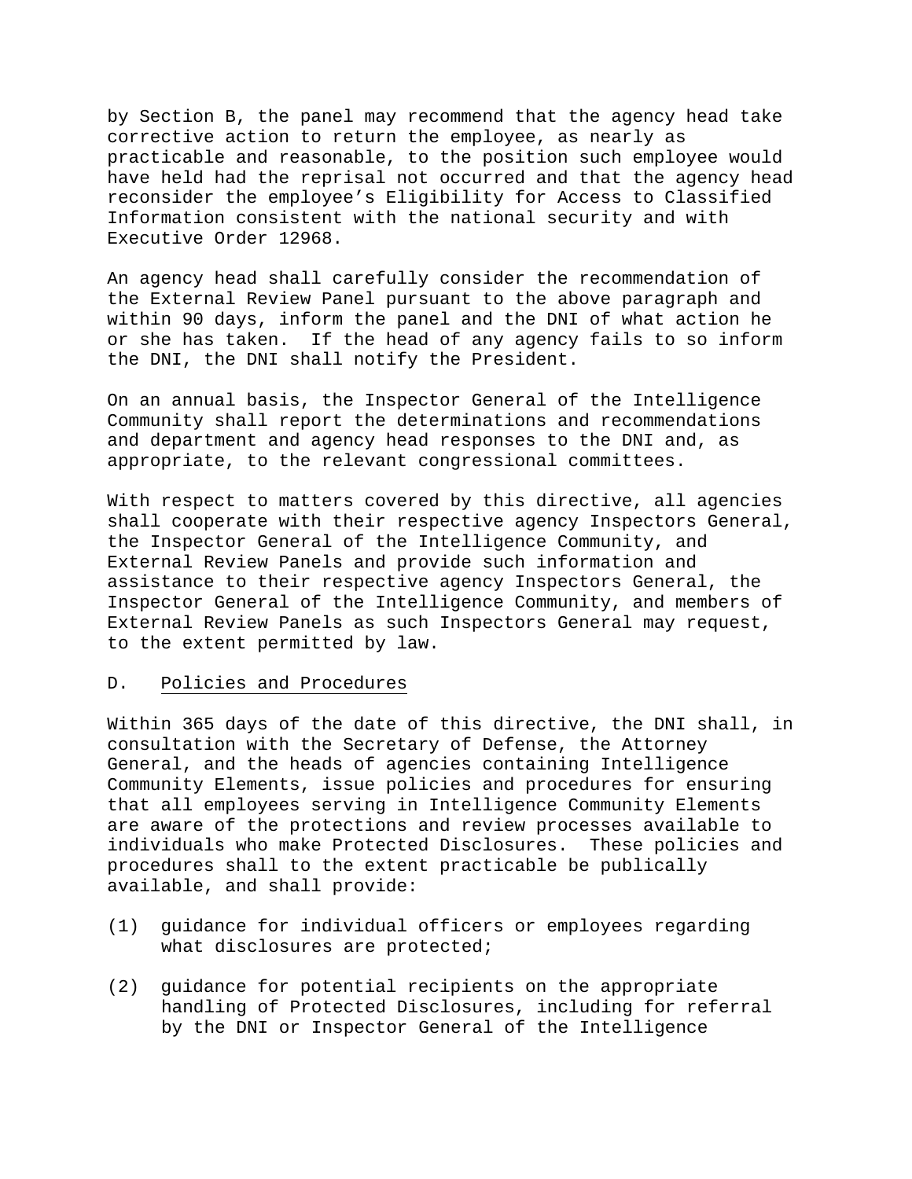by Section B, the panel may recommend that the agency head take corrective action to return the employee, as nearly as practicable and reasonable, to the position such employee would have held had the reprisal not occurred and that the agency head reconsider the employee's Eligibility for Access to Classified Information consistent with the national security and with Executive Order 12968.

An agency head shall carefully consider the recommendation of the External Review Panel pursuant to the above paragraph and within 90 days, inform the panel and the DNI of what action he or she has taken. If the head of any agency fails to so inform the DNI, the DNI shall notify the President.

On an annual basis, the Inspector General of the Intelligence Community shall report the determinations and recommendations and department and agency head responses to the DNI and, as appropriate, to the relevant congressional committees.

With respect to matters covered by this directive, all agencies shall cooperate with their respective agency Inspectors General, the Inspector General of the Intelligence Community, and External Review Panels and provide such information and assistance to their respective agency Inspectors General, the Inspector General of the Intelligence Community, and members of External Review Panels as such Inspectors General may request, to the extent permitted by law.

D. Policies and Procedures

Within 365 days of the date of this directive, the DNI shall, in consultation with the Secretary of Defense, the Attorney General, and the heads of agencies containing Intelligence Community Elements, issue policies and procedures for ensuring that all employees serving in Intelligence Community Elements are aware of the protections and review processes available to individuals who make Protected Disclosures. These policies and procedures shall to the extent practicable be publically available, and shall provide:

(1) guidance for individual officers or employees regarding what disclosures are protected;

(2) guidance for potential recipients on the appropriate handling of Protected Disclosures, including for referral by the DNI or Inspector General of the Intelligence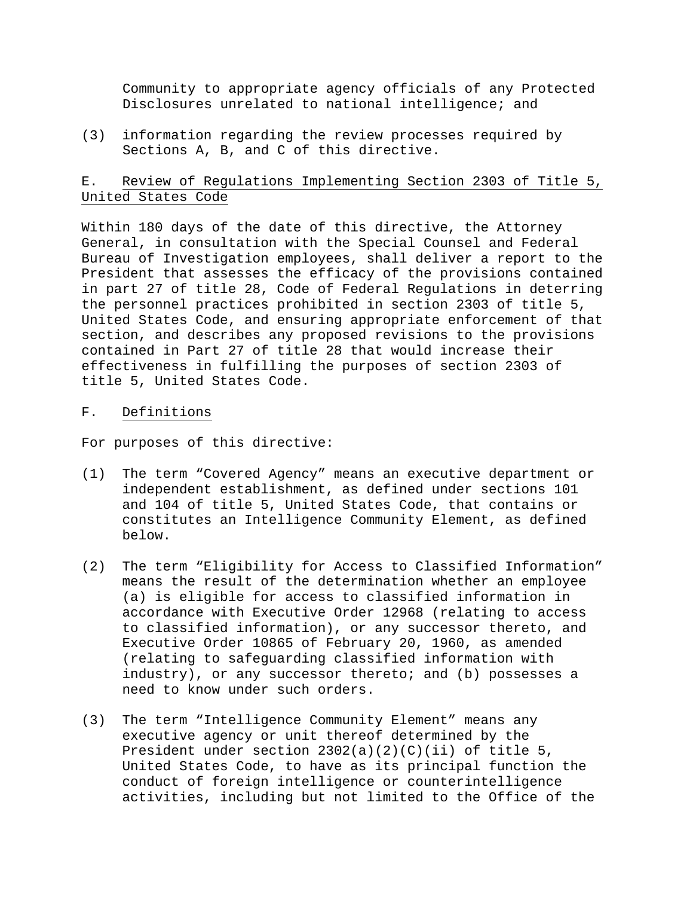Community to appropriate agency officials of any Protected Disclosures unrelated to national intelligence; and

(3) information regarding the review processes required by Sections A, B, and C of this directive.

## E. Review of Regulations Implementing Section 2303 of Title 5, United States Code

Within 180 days of the date of this directive, the Attorney General, in consultation with the Special Counsel and Federal Bureau of Investigation employees, shall deliver a report to the President that assesses the efficacy of the provisions contained in part 27 of title 28, Code of Federal Regulations in deterring the personnel practices prohibited in section 2303 of title 5, United States Code, and ensuring appropriate enforcement of that section, and describes any proposed revisions to the provisions contained in Part 27 of title 28 that would increase their effectiveness in fulfilling the purposes of section 2303 of title 5, United States Code.

## F. Definitions

For purposes of this directive:

(1) The term "Covered Agency" means an executive department or independent establishment, as defined under sections 101 and 104 of title 5, United States Code, that contains or constitutes an Intelligence Community Element, as defined below.

(2) The term "Eligibility for Access to Classified Information" means the result of the determination whether an employee (a) is eligible for access to classified information in accordance with Executive Order 12968 (relating to access to classified information), or any successor thereto, and Executive Order 10865 of February 20, 1960, as amended (relating to safeguarding classified information with industry), or any successor thereto; and (b) possesses a need to know under such orders.

(3) The term "Intelligence Community Element" means any executive agency or unit thereof determined by the President under section 2302(a)(2)(C)(ii) of title 5, United States Code, to have as its principal function the conduct of foreign intelligence or counterintelligence activities, including but not limited to the Office of the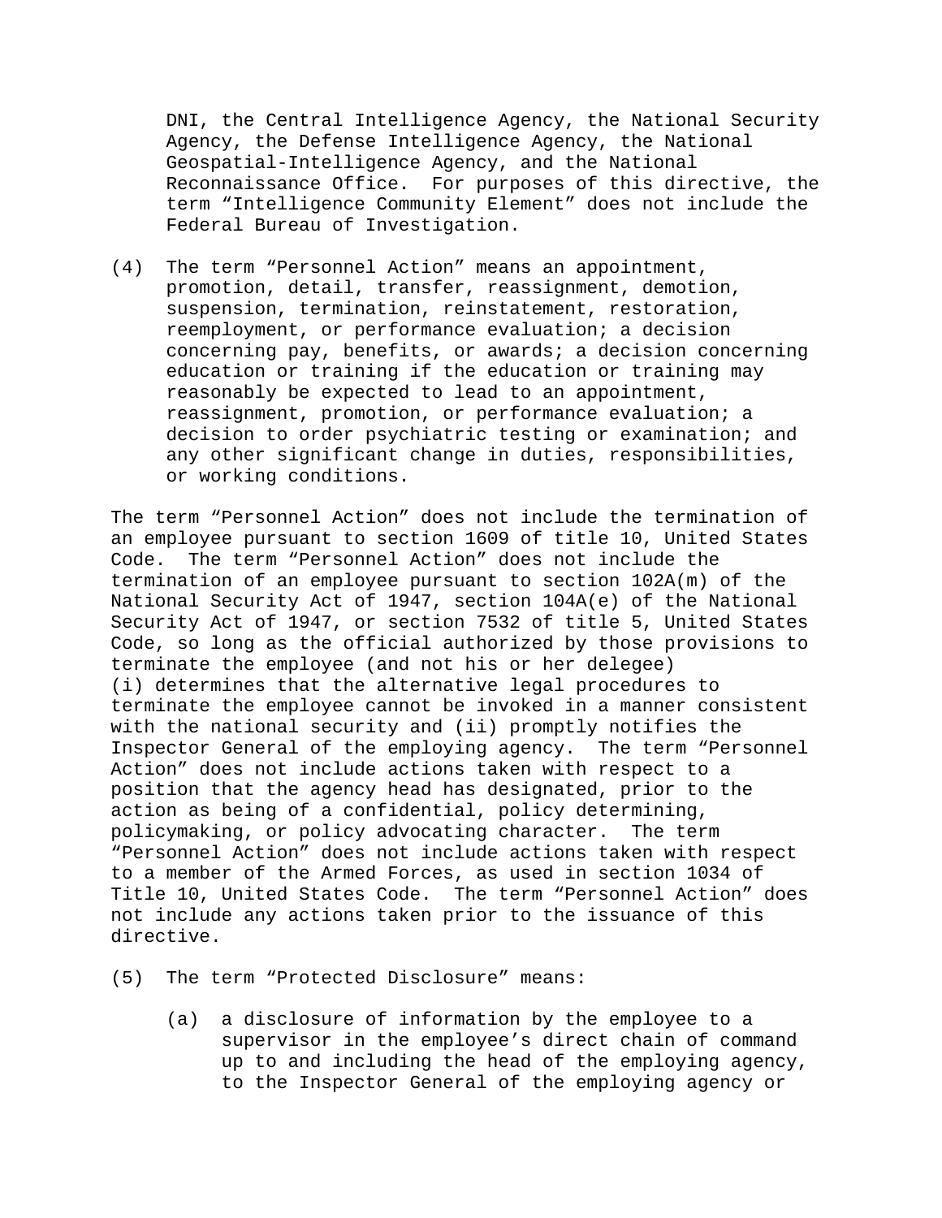DNI, the Central Intelligence Agency, the National Security Agency, the Defense Intelligence Agency, the National Geospatial-Intelligence Agency, and the National Reconnaissance Office. For purposes of this directive, the term "Intelligence Community Element" does not include the Federal Bureau of Investigation.

(4) The term "Personnel Action" means an appointment, promotion, detail, transfer, reassignment, demotion, suspension, termination, reinstatement, restoration, reemployment, or performance evaluation; a decision concerning pay, benefits, or awards; a decision concerning education or training if the education or training may reasonably be expected to lead to an appointment, reassignment, promotion, or performance evaluation; a decision to order psychiatric testing or examination; and any other significant change in duties, responsibilities, or working conditions.

The term "Personnel Action" does not include the termination of an employee pursuant to section 1609 of title 10, United States Code. The term "Personnel Action" does not include the termination of an employee pursuant to section 102A(m) of the National Security Act of 1947, section 104A(e) of the National Security Act of 1947, or section 7532 of title 5, United States Code, so long as the official authorized by those provisions to terminate the employee (and not his or her delegee) (i) determines that the alternative legal procedures to terminate the employee cannot be invoked in a manner consistent with the national security and (ii) promptly notifies the Inspector General of the employing agency. The term "Personnel Action" does not include actions taken with respect to a position that the agency head has designated, prior to the action as being of a confidential, policy determining, policymaking, or policy advocating character. The term "Personnel Action" does not include actions taken with respect to a member of the Armed Forces, as used in section 1034 of Title 10, United States Code. The term "Personnel Action" does not include any actions taken prior to the issuance of this directive.

(5) The term "Protected Disclosure" means:

(a) a disclosure of information by the employee to a supervisor in the employee's direct chain of command up to and including the head of the employing agency, to the Inspector General of the employing agency or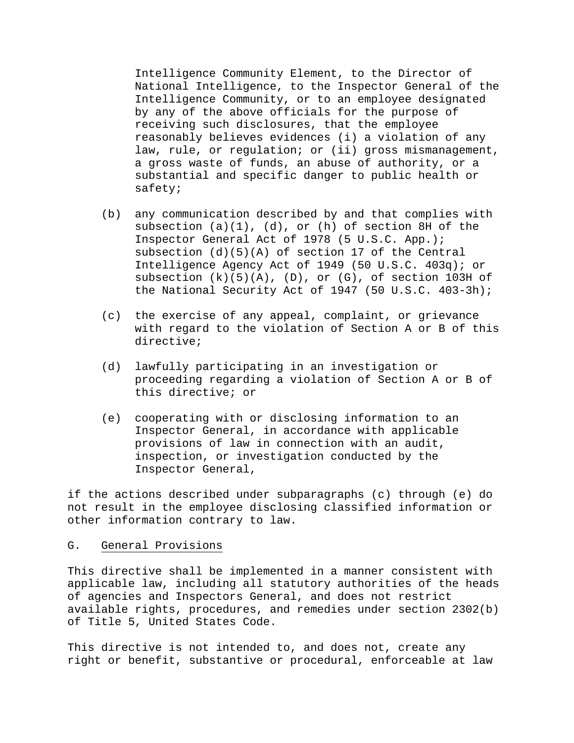Intelligence Community Element, to the Director of National Intelligence, to the Inspector General of the Intelligence Community, or to an employee designated by any of the above officials for the purpose of receiving such disclosures, that the employee reasonably believes evidences (i) a violation of any law, rule, or regulation; or (ii) gross mismanagement, a gross waste of funds, an abuse of authority, or a substantial and specific danger to public health or safety;

(b) any communication described by and that complies with subsection (a)(1), (d), or (h) of section 8H of the Inspector General Act of 1978 (5 U.S.C. App.); subsection (d)(5)(A) of section 17 of the Central Intelligence Agency Act of 1949 (50 U.S.C. 403q); or subsection (k)(5)(A), (D), or (G), of section 103H of the National Security Act of 1947 (50 U.S.C. 403-3h);

(c) the exercise of any appeal, complaint, or grievance with regard to the violation of Section A or B of this directive;

(d) lawfully participating in an investigation or proceeding regarding a violation of Section A or B of this directive; or

(e) cooperating with or disclosing information to an Inspector General, in accordance with applicable provisions of law in connection with an audit, inspection, or investigation conducted by the Inspector General,

if the actions described under subparagraphs (c) through (e) do not result in the employee disclosing classified information or other information contrary to law.

## G. General Provisions

This directive shall be implemented in a manner consistent with applicable law, including all statutory authorities of the heads of agencies and Inspectors General, and does not restrict available rights, procedures, and remedies under section 2302(b) of Title 5, United States Code.

This directive is not intended to, and does not, create any right or benefit, substantive or procedural, enforceable at law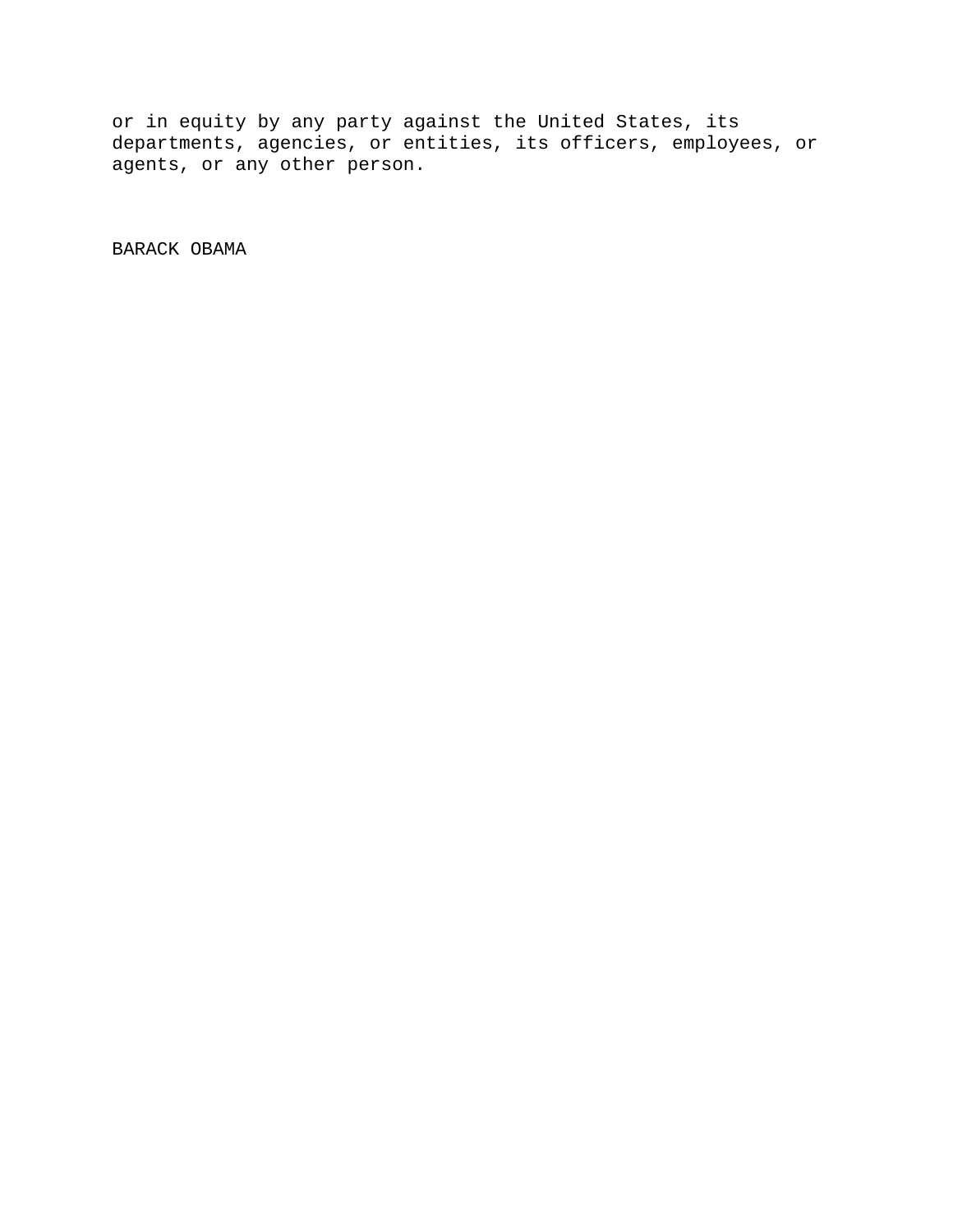or in equity by any party against the United States, its departments, agencies, or entities, its officers, employees, or agents, or any other person.

BARACK OBAMA